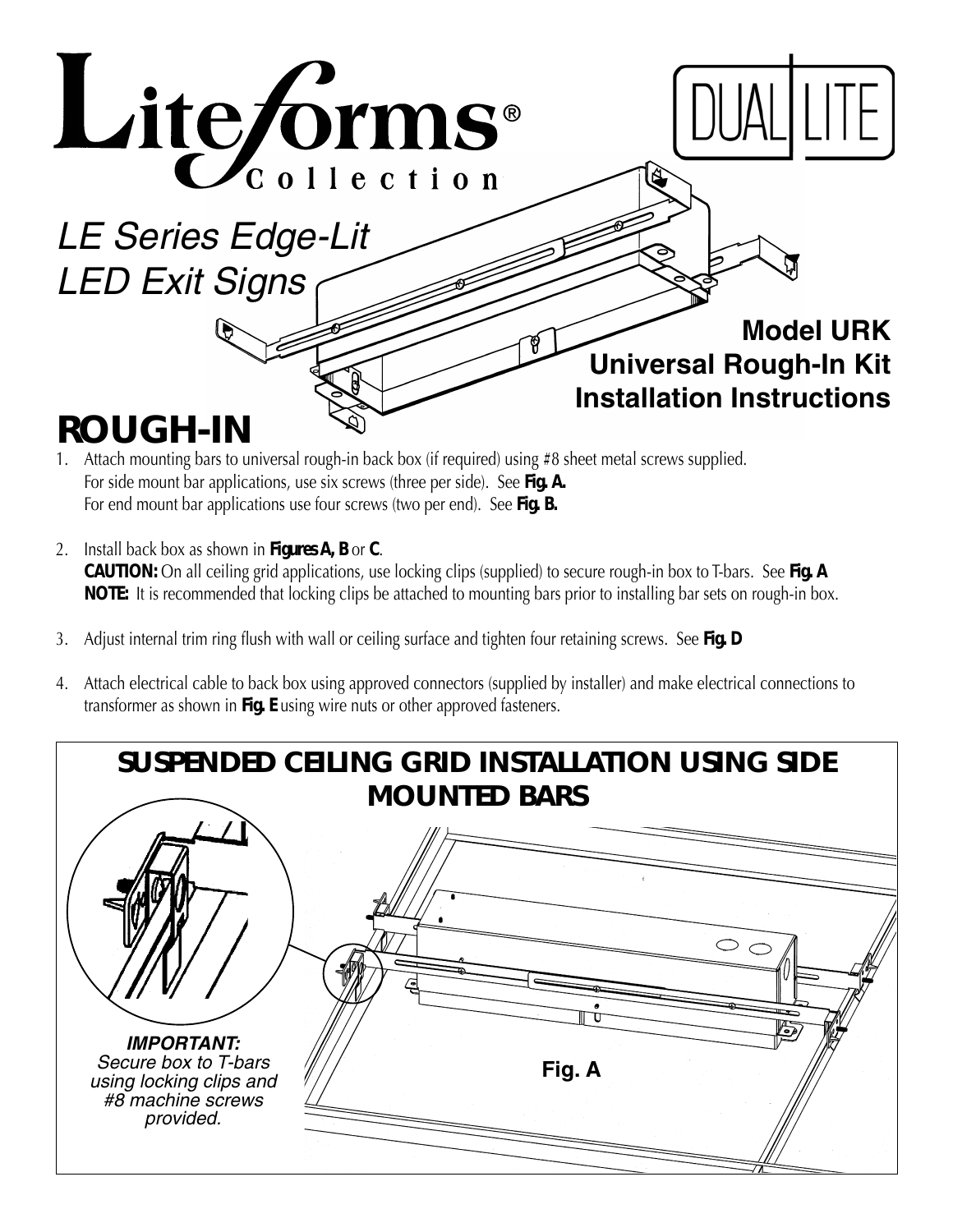# Liteforms® Collection

DUAL LITE

*LE Series Edge-Lit LED Exit Signs*

**Model URK**
**Universal Rough-In Kit**
**Installation Instructions**

## ROUGH-IN

1. Attach mounting bars to universal rough-in back box (if required) using #8 sheet metal screws supplied.
   For side mount bar applications, use six screws (three per side). See **Fig. A.**
   For end mount bar applications use four screws (two per end). See **Fig. B.**

2. Install back box as shown in **Figures A, B** or **C**.
   **CAUTION:** On all ceiling grid applications, use locking clips (supplied) to secure rough-in box to T-bars. See **Fig. A**
   **NOTE:** It is recommended that locking clips be attached to mounting bars prior to installing bar sets on rough-in box.

3. Adjust internal trim ring flush with wall or ceiling surface and tighten four retaining screws. See **Fig. D**

4. Attach electrical cable to back box using approved connectors (supplied by installer) and make electrical connections to transformer as shown in **Fig. E** using wire nuts or other approved fasteners.

### SUSPENDED CEILING GRID INSTALLATION USING SIDE MOUNTED BARS

***IMPORTANT:***
*Secure box to T-bars using locking clips and #8 machine screws provided.*

**Fig. A**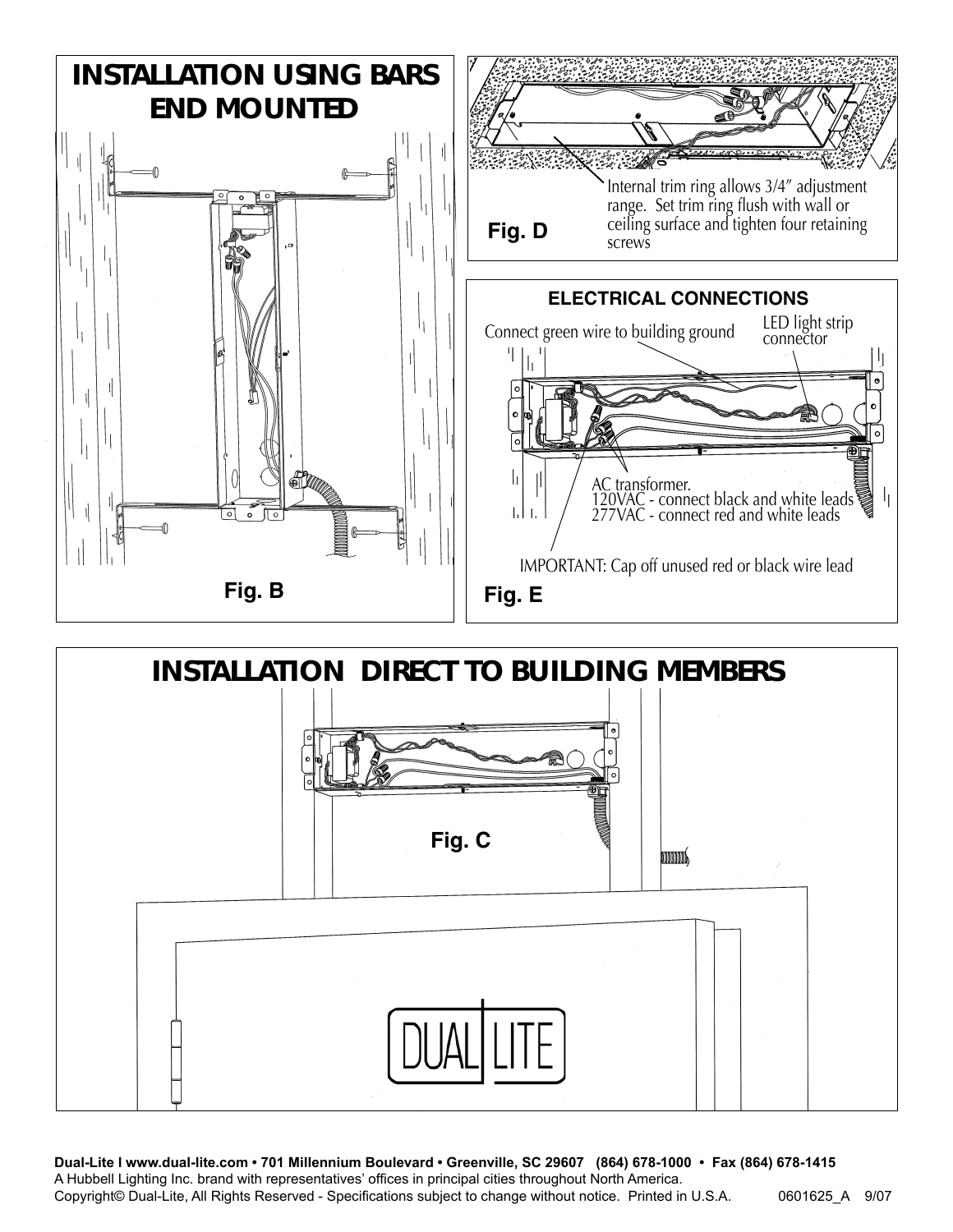## INSTALLATION USING BARS END MOUNTED

Fig. B

Internal trim ring allows 3/4" adjustment range. Set trim ring flush with wall or ceiling surface and tighten four retaining screws

Fig. D

### ELECTRICAL CONNECTIONS

Connect green wire to building ground

LED light strip connector

AC transformer.
120VAC - connect black and white leads
277VAC - connect red and white leads

IMPORTANT: Cap off unused red or black wire lead

Fig. E

## INSTALLATION DIRECT TO BUILDING MEMBERS

Fig. C

DUAL LITE

**Dual-Lite I www.dual-lite.com • 701 Millennium Boulevard • Greenville, SC 29607 (864) 678-1000 • Fax (864) 678-1415**
A Hubbell Lighting Inc. brand with representatives' offices in principal cities throughout North America.
Copyright© Dual-Lite, All Rights Reserved - Specifications subject to change without notice. Printed in U.S.A. 0601625_A 9/07